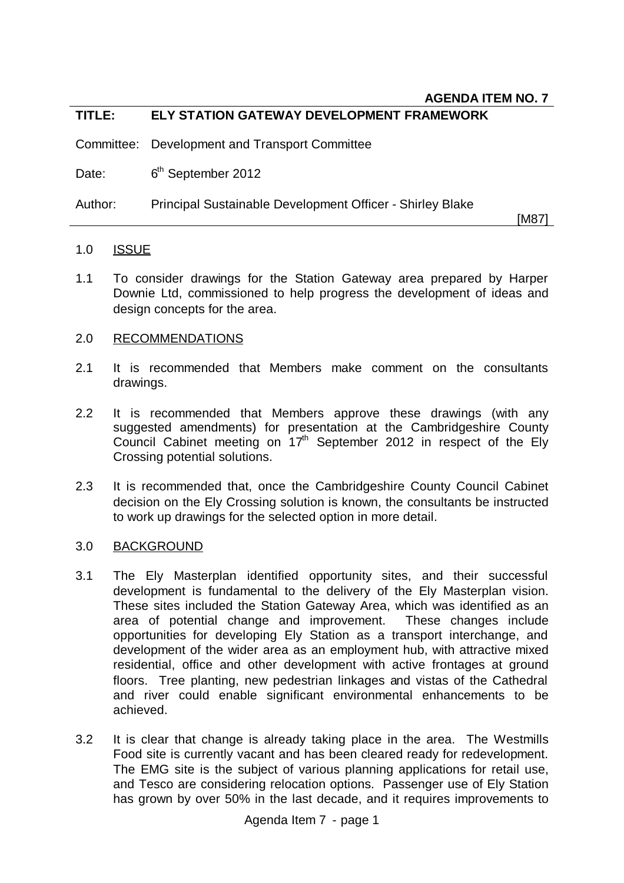**AGENDA ITEM NO. 7**

**TITLE: ELY STATION GATEWAY DEVELOPMENT FRAMEWORK**

Committee: Development and Transport Committee

Date: 6th September 2012

Author: Principal Sustainable Development Officer - Shirley Blake

[M87]

## 1.0 ISSUE

1.1 To consider drawings for the Station Gateway area prepared by Harper Downie Ltd, commissioned to help progress the development of ideas and design concepts for the area.

## 2.0 RECOMMENDATIONS

2.1 It is recommended that Members make comment on the consultants drawings.

2.2 It is recommended that Members approve these drawings (with any suggested amendments) for presentation at the Cambridgeshire County Council Cabinet meeting on 17th September 2012 in respect of the Ely Crossing potential solutions.

2.3 It is recommended that, once the Cambridgeshire County Council Cabinet decision on the Ely Crossing solution is known, the consultants be instructed to work up drawings for the selected option in more detail.

## 3.0 BACKGROUND

3.1 The Ely Masterplan identified opportunity sites, and their successful development is fundamental to the delivery of the Ely Masterplan vision. These sites included the Station Gateway Area, which was identified as an area of potential change and improvement. These changes include opportunities for developing Ely Station as a transport interchange, and development of the wider area as an employment hub, with attractive mixed residential, office and other development with active frontages at ground floors. Tree planting, new pedestrian linkages and vistas of the Cathedral and river could enable significant environmental enhancements to be achieved.

3.2 It is clear that change is already taking place in the area. The Westmills Food site is currently vacant and has been cleared ready for redevelopment. The EMG site is the subject of various planning applications for retail use, and Tesco are considering relocation options. Passenger use of Ely Station has grown by over 50% in the last decade, and it requires improvements to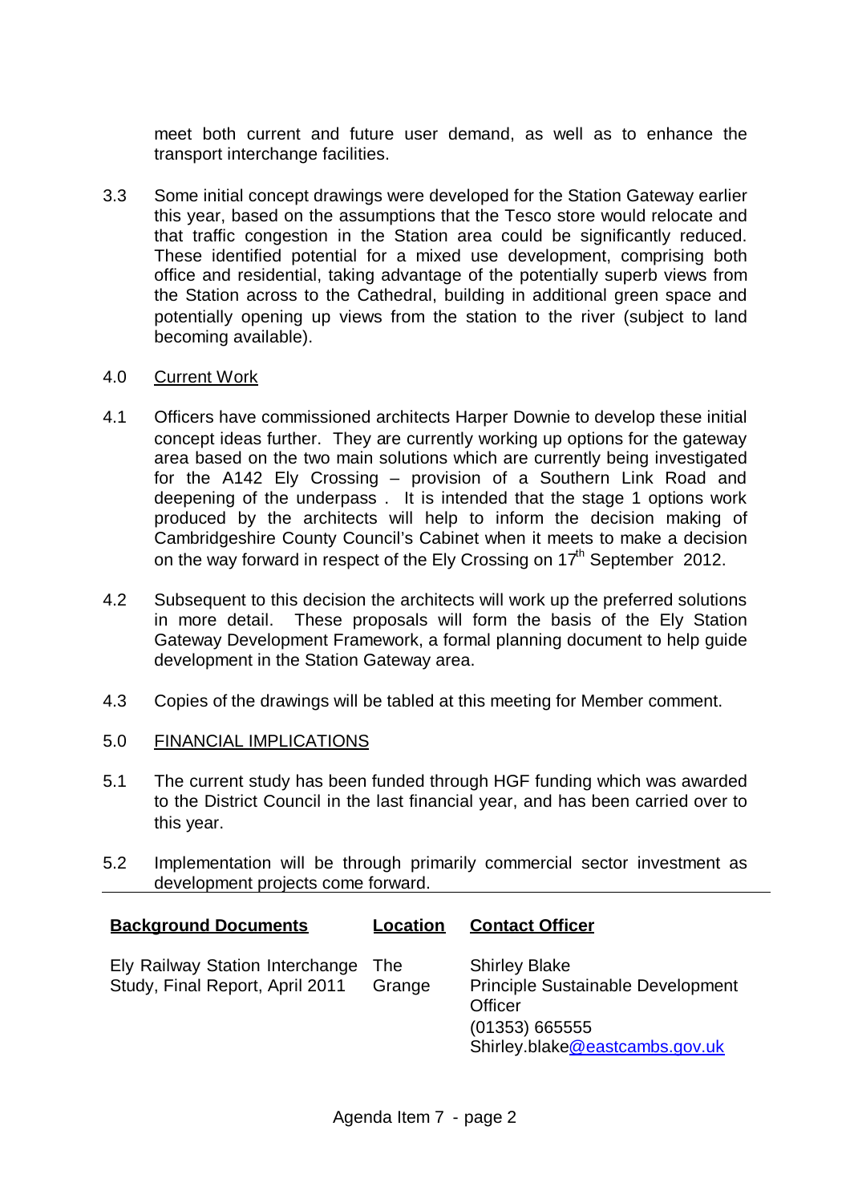meet both current and future user demand, as well as to enhance the transport interchange facilities.

3.3 Some initial concept drawings were developed for the Station Gateway earlier this year, based on the assumptions that the Tesco store would relocate and that traffic congestion in the Station area could be significantly reduced. These identified potential for a mixed use development, comprising both office and residential, taking advantage of the potentially superb views from the Station across to the Cathedral, building in additional green space and potentially opening up views from the station to the river (subject to land becoming available).

4.0 Current Work

4.1 Officers have commissioned architects Harper Downie to develop these initial concept ideas further. They are currently working up options for the gateway area based on the two main solutions which are currently being investigated for the A142 Ely Crossing – provision of a Southern Link Road and deepening of the underpass . It is intended that the stage 1 options work produced by the architects will help to inform the decision making of Cambridgeshire County Council's Cabinet when it meets to make a decision on the way forward in respect of the Ely Crossing on 17th September 2012.

4.2 Subsequent to this decision the architects will work up the preferred solutions in more detail. These proposals will form the basis of the Ely Station Gateway Development Framework, a formal planning document to help guide development in the Station Gateway area.

4.3 Copies of the drawings will be tabled at this meeting for Member comment.

5.0 FINANCIAL IMPLICATIONS

5.1 The current study has been funded through HGF funding which was awarded to the District Council in the last financial year, and has been carried over to this year.

5.2 Implementation will be through primarily commercial sector investment as development projects come forward.

| **Background Documents** | **Location** | **Contact Officer** |
|---|---|---|
| Ely Railway Station Interchange Study, Final Report, April 2011 | The Grange | Shirley Blake<br>Principle Sustainable Development Officer<br>(01353) 665555<br>Shirley.blake@eastcambs.gov.uk |